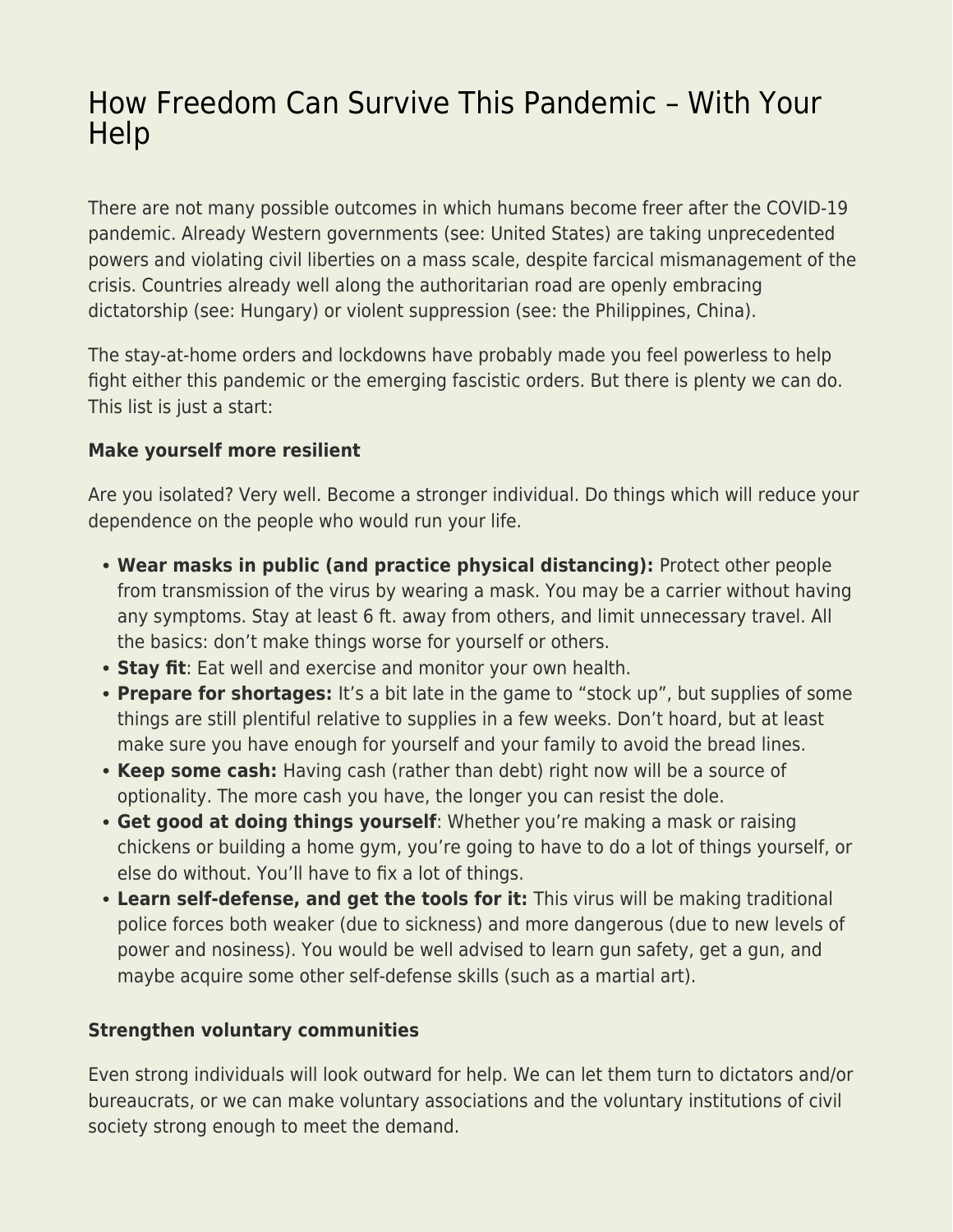# How Freedom Can Survive This Pandemic – With Your Help

There are not many possible outcomes in which humans become freer after the COVID-19 pandemic. Already Western governments (see: United States) are taking unprecedented powers and violating civil liberties on a mass scale, despite farcical mismanagement of the crisis. Countries already well along the authoritarian road are openly embracing dictatorship (see: Hungary) or violent suppression (see: the Philippines, China).

The stay-at-home orders and lockdowns have probably made you feel powerless to help fight either this pandemic or the emerging fascistic orders. But there is plenty we can do. This list is just a start:

**Make yourself more resilient**

Are you isolated? Very well. Become a stronger individual. Do things which will reduce your dependence on the people who would run your life.

- **Wear masks in public (and practice physical distancing):** Protect other people from transmission of the virus by wearing a mask. You may be a carrier without having any symptoms. Stay at least 6 ft. away from others, and limit unnecessary travel. All the basics: don't make things worse for yourself or others.
- **Stay fit**: Eat well and exercise and monitor your own health.
- **Prepare for shortages:** It's a bit late in the game to "stock up", but supplies of some things are still plentiful relative to supplies in a few weeks. Don't hoard, but at least make sure you have enough for yourself and your family to avoid the bread lines.
- **Keep some cash:** Having cash (rather than debt) right now will be a source of optionality. The more cash you have, the longer you can resist the dole.
- **Get good at doing things yourself**: Whether you're making a mask or raising chickens or building a home gym, you're going to have to do a lot of things yourself, or else do without. You'll have to fix a lot of things.
- **Learn self-defense, and get the tools for it:** This virus will be making traditional police forces both weaker (due to sickness) and more dangerous (due to new levels of power and nosiness). You would be well advised to learn gun safety, get a gun, and maybe acquire some other self-defense skills (such as a martial art).

**Strengthen voluntary communities**

Even strong individuals will look outward for help. We can let them turn to dictators and/or bureaucrats, or we can make voluntary associations and the voluntary institutions of civil society strong enough to meet the demand.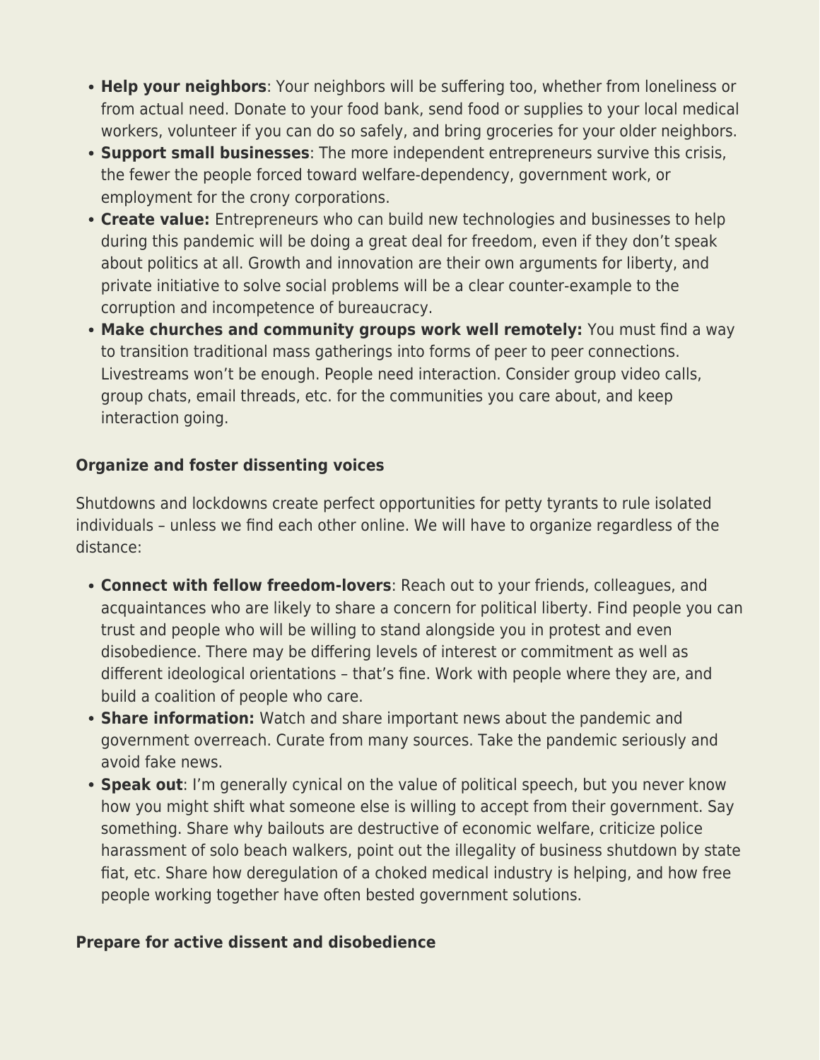- **Help your neighbors**: Your neighbors will be suffering too, whether from loneliness or from actual need. Donate to your food bank, send food or supplies to your local medical workers, volunteer if you can do so safely, and bring groceries for your older neighbors.
- **Support small businesses**: The more independent entrepreneurs survive this crisis, the fewer the people forced toward welfare-dependency, government work, or employment for the crony corporations.
- **Create value:** Entrepreneurs who can build new technologies and businesses to help during this pandemic will be doing a great deal for freedom, even if they don't speak about politics at all. Growth and innovation are their own arguments for liberty, and private initiative to solve social problems will be a clear counter-example to the corruption and incompetence of bureaucracy.
- **Make churches and community groups work well remotely:** You must find a way to transition traditional mass gatherings into forms of peer to peer connections. Livestreams won't be enough. People need interaction. Consider group video calls, group chats, email threads, etc. for the communities you care about, and keep interaction going.

**Organize and foster dissenting voices**

Shutdowns and lockdowns create perfect opportunities for petty tyrants to rule isolated individuals – unless we find each other online. We will have to organize regardless of the distance:

- **Connect with fellow freedom-lovers**: Reach out to your friends, colleagues, and acquaintances who are likely to share a concern for political liberty. Find people you can trust and people who will be willing to stand alongside you in protest and even disobedience. There may be differing levels of interest or commitment as well as different ideological orientations – that's fine. Work with people where they are, and build a coalition of people who care.
- **Share information:** Watch and share important news about the pandemic and government overreach. Curate from many sources. Take the pandemic seriously and avoid fake news.
- **Speak out**: I'm generally cynical on the value of political speech, but you never know how you might shift what someone else is willing to accept from their government. Say something. Share why bailouts are destructive of economic welfare, criticize police harassment of solo beach walkers, point out the illegality of business shutdown by state fiat, etc. Share how deregulation of a choked medical industry is helping, and how free people working together have often bested government solutions.

**Prepare for active dissent and disobedience**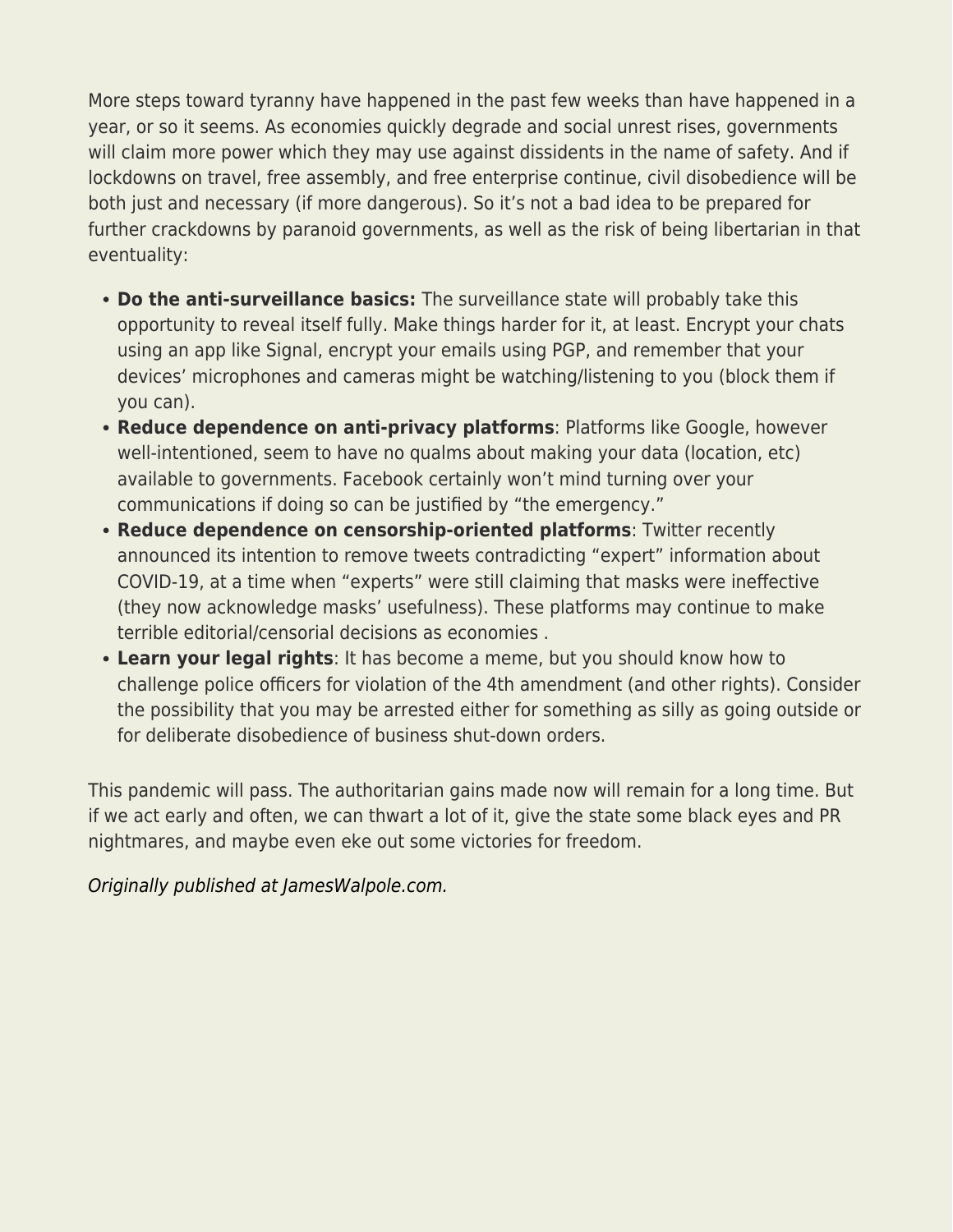More steps toward tyranny have happened in the past few weeks than have happened in a year, or so it seems. As economies quickly degrade and social unrest rises, governments will claim more power which they may use against dissidents in the name of safety. And if lockdowns on travel, free assembly, and free enterprise continue, civil disobedience will be both just and necessary (if more dangerous). So it's not a bad idea to be prepared for further crackdowns by paranoid governments, as well as the risk of being libertarian in that eventuality:

- **Do the anti-surveillance basics:** The surveillance state will probably take this opportunity to reveal itself fully. Make things harder for it, at least. Encrypt your chats using an app like Signal, encrypt your emails using PGP, and remember that your devices' microphones and cameras might be watching/listening to you (block them if you can).
- **Reduce dependence on anti-privacy platforms**: Platforms like Google, however well-intentioned, seem to have no qualms about making your data (location, etc) available to governments. Facebook certainly won't mind turning over your communications if doing so can be justified by "the emergency."
- **Reduce dependence on censorship-oriented platforms**: Twitter recently announced its intention to remove tweets contradicting "expert" information about COVID-19, at a time when "experts" were still claiming that masks were ineffective (they now acknowledge masks' usefulness). These platforms may continue to make terrible editorial/censorial decisions as economies .
- **Learn your legal rights**: It has become a meme, but you should know how to challenge police officers for violation of the 4th amendment (and other rights). Consider the possibility that you may be arrested either for something as silly as going outside or for deliberate disobedience of business shut-down orders.

This pandemic will pass. The authoritarian gains made now will remain for a long time. But if we act early and often, we can thwart a lot of it, give the state some black eyes and PR nightmares, and maybe even eke out some victories for freedom.

*Originally published at JamesWalpole.com.*